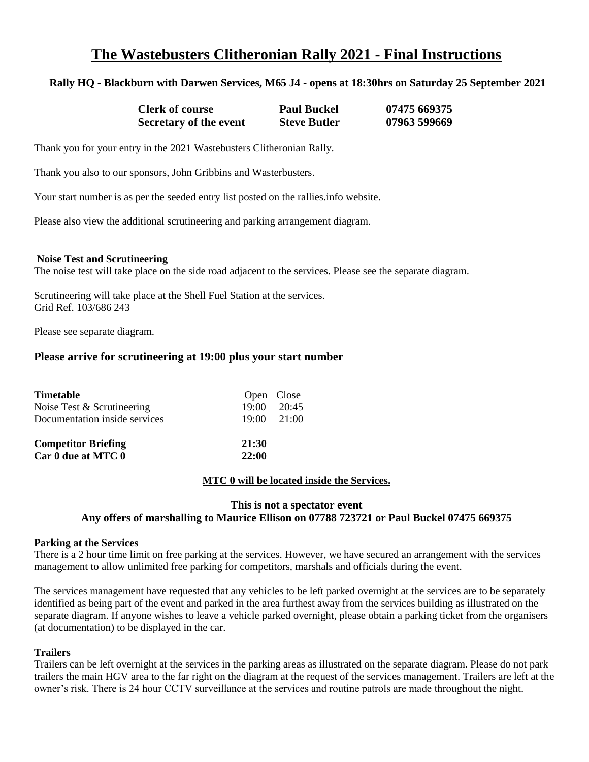# The Wastebusters Clitheronian Rally 2021 - Final Instructions

**Rally HQ - Blackburn with Darwen Services, M65 J4 - opens at 18:30hrs on Saturday 25 September 2021**

| | | |
|---|---|---|
| **Clerk of course** | **Paul Buckel** | **07475 669375** |
| **Secretary of the event** | **Steve Butler** | **07963 599669** |

Thank you for your entry in the 2021 Wastebusters Clitheronian Rally.

Thank you also to our sponsors, John Gribbins and Wasterbusters.

Your start number is as per the seeded entry list posted on the rallies.info website.

Please also view the additional scrutineering and parking arrangement diagram.

**Noise Test and Scrutineering**

The noise test will take place on the side road adjacent to the services. Please see the separate diagram.

Scrutineering will take place at the Shell Fuel Station at the services.
Grid Ref. 103/686 243

Please see separate diagram.

### Please arrive for scrutineering at 19:00 plus your start number

| **Timetable** | Open | Close |
|---|---|---|
| Noise Test & Scrutineering | 19:00 | 20:45 |
| Documentation inside services | 19:00 | 21:00 |
| **Competitor Briefing** | **21:30** | |
| **Car 0 due at MTC 0** | **22:00** | |

**MTC 0 will be located inside the Services.**

**This is not a spectator event**
**Any offers of marshalling to Maurice Ellison on 07788 723721 or Paul Buckel 07475 669375**

**Parking at the Services**

There is a 2 hour time limit on free parking at the services. However, we have secured an arrangement with the services management to allow unlimited free parking for competitors, marshals and officials during the event.

The services management have requested that any vehicles to be left parked overnight at the services are to be separately identified as being part of the event and parked in the area furthest away from the services building as illustrated on the separate diagram. If anyone wishes to leave a vehicle parked overnight, please obtain a parking ticket from the organisers (at documentation) to be displayed in the car.

**Trailers**

Trailers can be left overnight at the services in the parking areas as illustrated on the separate diagram. Please do not park trailers the main HGV area to the far right on the diagram at the request of the services management. Trailers are left at the owner's risk. There is 24 hour CCTV surveillance at the services and routine patrols are made throughout the night.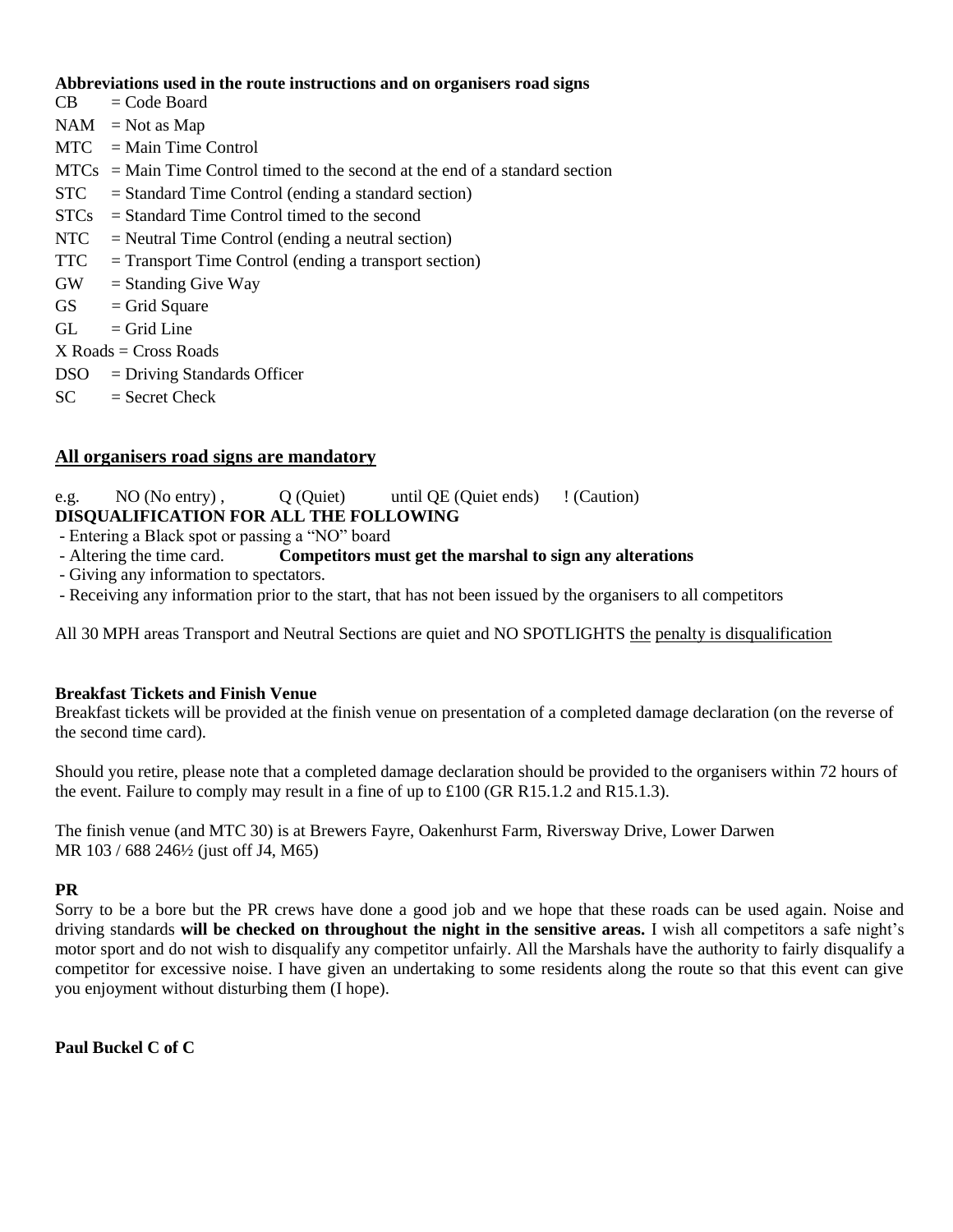**Abbreviations used in the route instructions and on organisers road signs**

CB = Code Board
NAM = Not as Map
MTC = Main Time Control
MTCs = Main Time Control timed to the second at the end of a standard section
STC = Standard Time Control (ending a standard section)
STCs = Standard Time Control timed to the second
NTC = Neutral Time Control (ending a neutral section)
TTC = Transport Time Control (ending a transport section)
GW = Standing Give Way
GS = Grid Square
GL = Grid Line
X Roads = Cross Roads
DSO = Driving Standards Officer
SC = Secret Check

## <u>All organisers road signs are mandatory</u>

e.g. NO (No entry) , Q (Quiet) until QE (Quiet ends) ! (Caution)

**DISQUALIFICATION FOR ALL THE FOLLOWING**

- Entering a Black spot or passing a "NO" board
- Altering the time card. **Competitors must get the marshal to sign any alterations**
- Giving any information to spectators.
- Receiving any information prior to the start, that has not been issued by the organisers to all competitors

All 30 MPH areas Transport and Neutral Sections are quiet and NO SPOTLIGHTS <u>the</u> <u>penalty is disqualification</u>

**Breakfast Tickets and Finish Venue**

Breakfast tickets will be provided at the finish venue on presentation of a completed damage declaration (on the reverse of the second time card).

Should you retire, please note that a completed damage declaration should be provided to the organisers within 72 hours of the event. Failure to comply may result in a fine of up to £100 (GR R15.1.2 and R15.1.3).

The finish venue (and MTC 30) is at Brewers Fayre, Oakenhurst Farm, Riversway Drive, Lower Darwen
MR 103 / 688 246½ (just off J4, M65)

**PR**

Sorry to be a bore but the PR crews have done a good job and we hope that these roads can be used again. Noise and driving standards **will be checked on throughout the night in the sensitive areas.** I wish all competitors a safe night's motor sport and do not wish to disqualify any competitor unfairly. All the Marshals have the authority to fairly disqualify a competitor for excessive noise. I have given an undertaking to some residents along the route so that this event can give you enjoyment without disturbing them (I hope).

**Paul Buckel C of C**